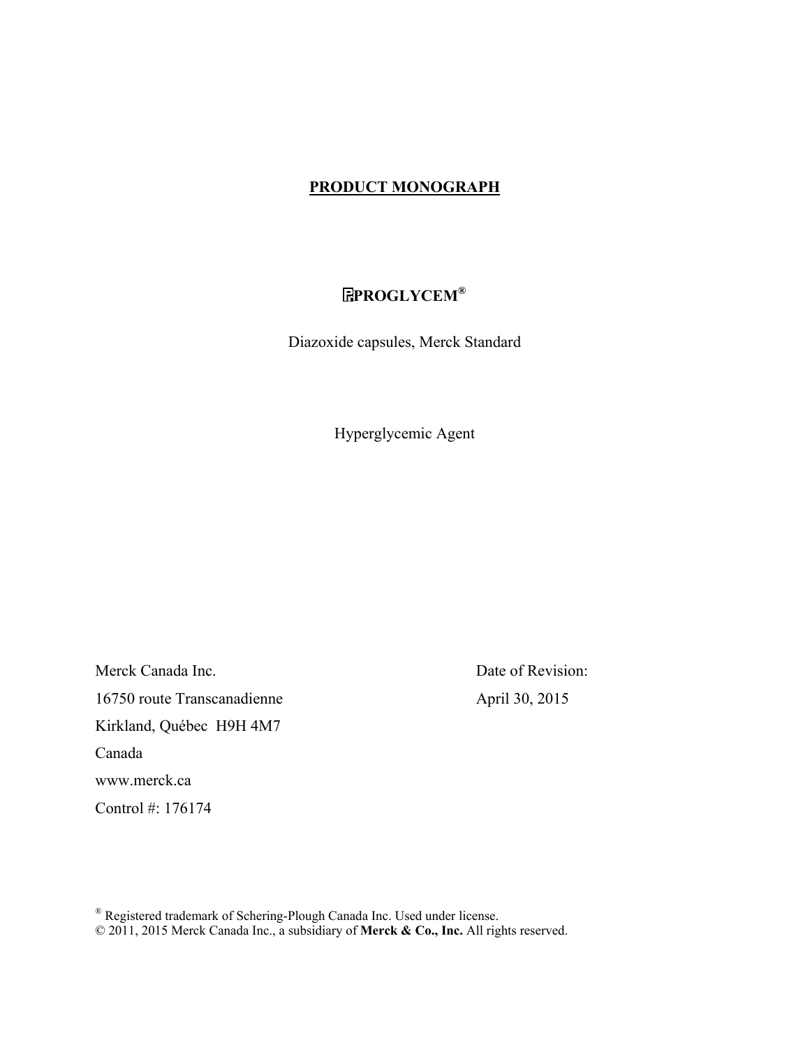# PRODUCT MONOGRAPH

## PrPROGLYCEM®

Diazoxide capsules, Merck Standard

Hyperglycemic Agent

Merck Canada Inc.
16750 route Transcanadienne
Kirkland, Québec H9H 4M7
Canada
www.merck.ca
Control #: 176174

Date of Revision:
April 30, 2015

® Registered trademark of Schering-Plough Canada Inc. Used under license.
© 2011, 2015 Merck Canada Inc., a subsidiary of **Merck & Co., Inc.** All rights reserved.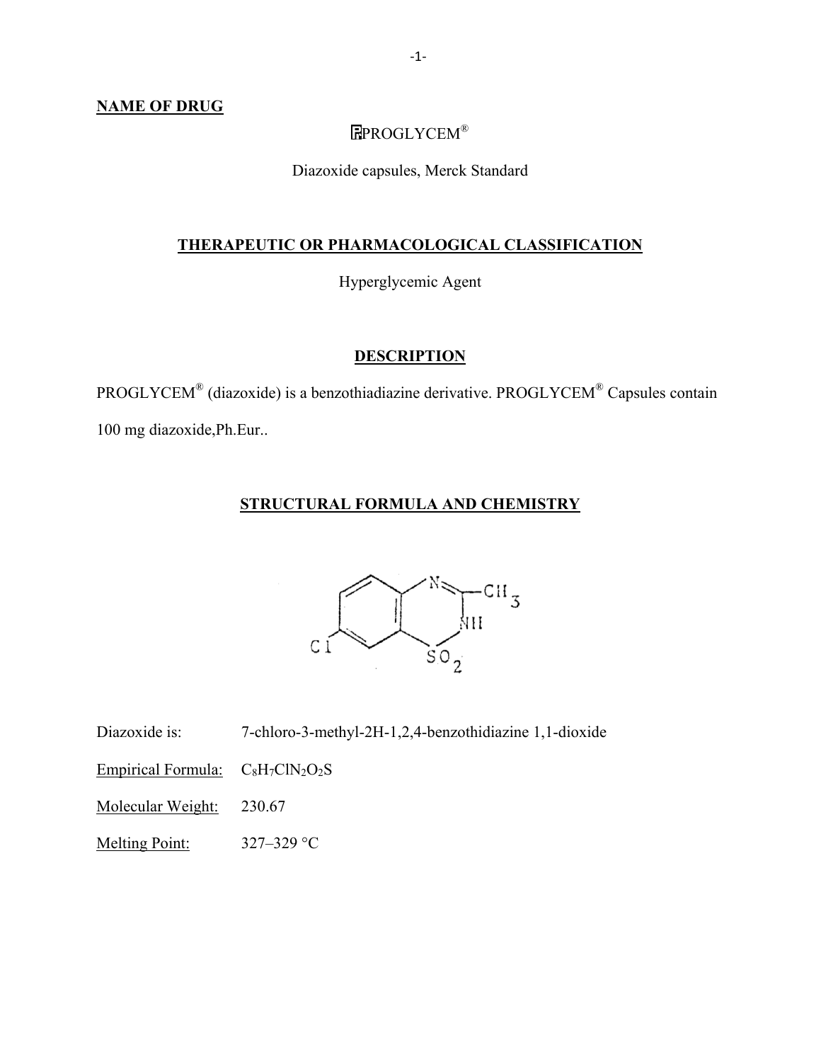## NAME OF DRUG

PrPROGLYCEM®

Diazoxide capsules, Merck Standard

## THERAPEUTIC OR PHARMACOLOGICAL CLASSIFICATION

Hyperglycemic Agent

## DESCRIPTION

PROGLYCEM® (diazoxide) is a benzothiadiazine derivative. PROGLYCEM® Capsules contain 100 mg diazoxide,Ph.Eur..

## STRUCTURAL FORMULA AND CHEMISTRY

Diazoxide is: 7-chloro-3-methyl-2H-1,2,4-benzothidiazine 1,1-dioxide

Empirical Formula: $C_8H_7ClN_2O_2S$

Molecular Weight: 230.67

Melting Point: 327–329 °C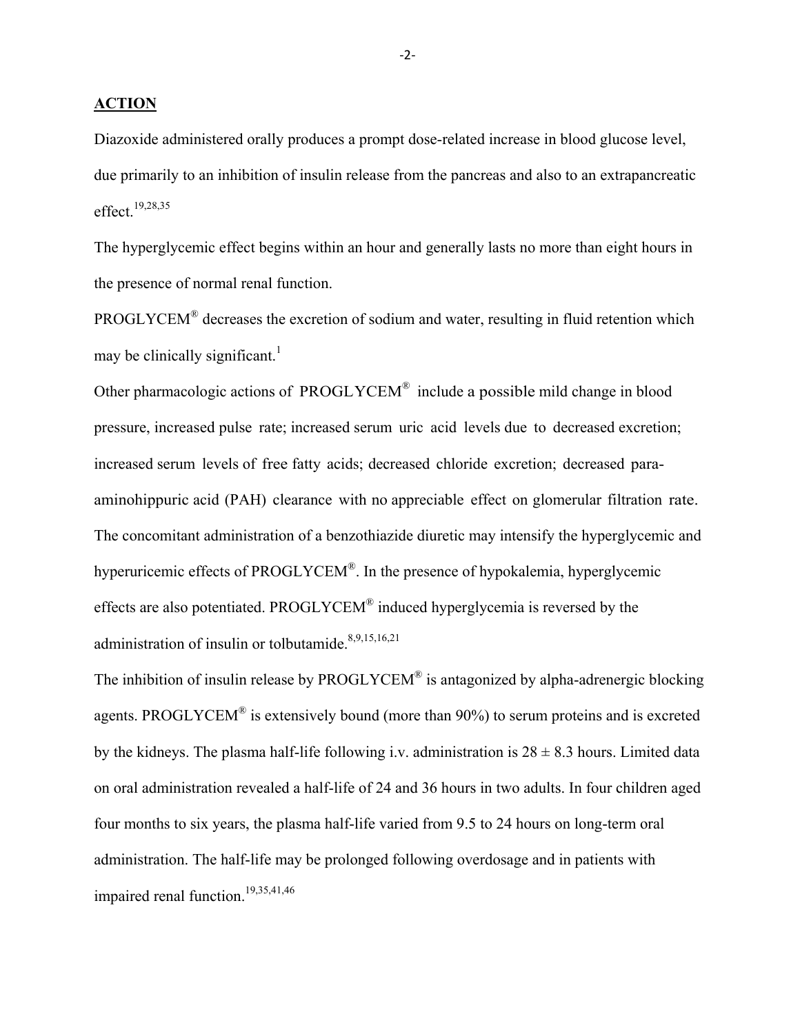## ACTION

Diazoxide administered orally produces a prompt dose-related increase in blood glucose level, due primarily to an inhibition of insulin release from the pancreas and also to an extrapancreatic effect.[19,28,35]

The hyperglycemic effect begins within an hour and generally lasts no more than eight hours in the presence of normal renal function.

PROGLYCEM® decreases the excretion of sodium and water, resulting in fluid retention which may be clinically significant.[1]

Other pharmacologic actions of PROGLYCEM® include a possible mild change in blood pressure, increased pulse rate; increased serum uric acid levels due to decreased excretion; increased serum levels of free fatty acids; decreased chloride excretion; decreased para-aminohippuric acid (PAH) clearance with no appreciable effect on glomerular filtration rate. The concomitant administration of a benzothiazide diuretic may intensify the hyperglycemic and hyperuricemic effects of PROGLYCEM®. In the presence of hypokalemia, hyperglycemic effects are also potentiated. PROGLYCEM® induced hyperglycemia is reversed by the administration of insulin or tolbutamide.[8,9,15,16,21]

The inhibition of insulin release by PROGLYCEM® is antagonized by alpha-adrenergic blocking agents. PROGLYCEM® is extensively bound (more than 90%) to serum proteins and is excreted by the kidneys. The plasma half-life following i.v. administration is $28 \pm 8.3$ hours. Limited data on oral administration revealed a half-life of 24 and 36 hours in two adults. In four children aged four months to six years, the plasma half-life varied from 9.5 to 24 hours on long-term oral administration. The half-life may be prolonged following overdosage and in patients with impaired renal function.[19,35,41,46]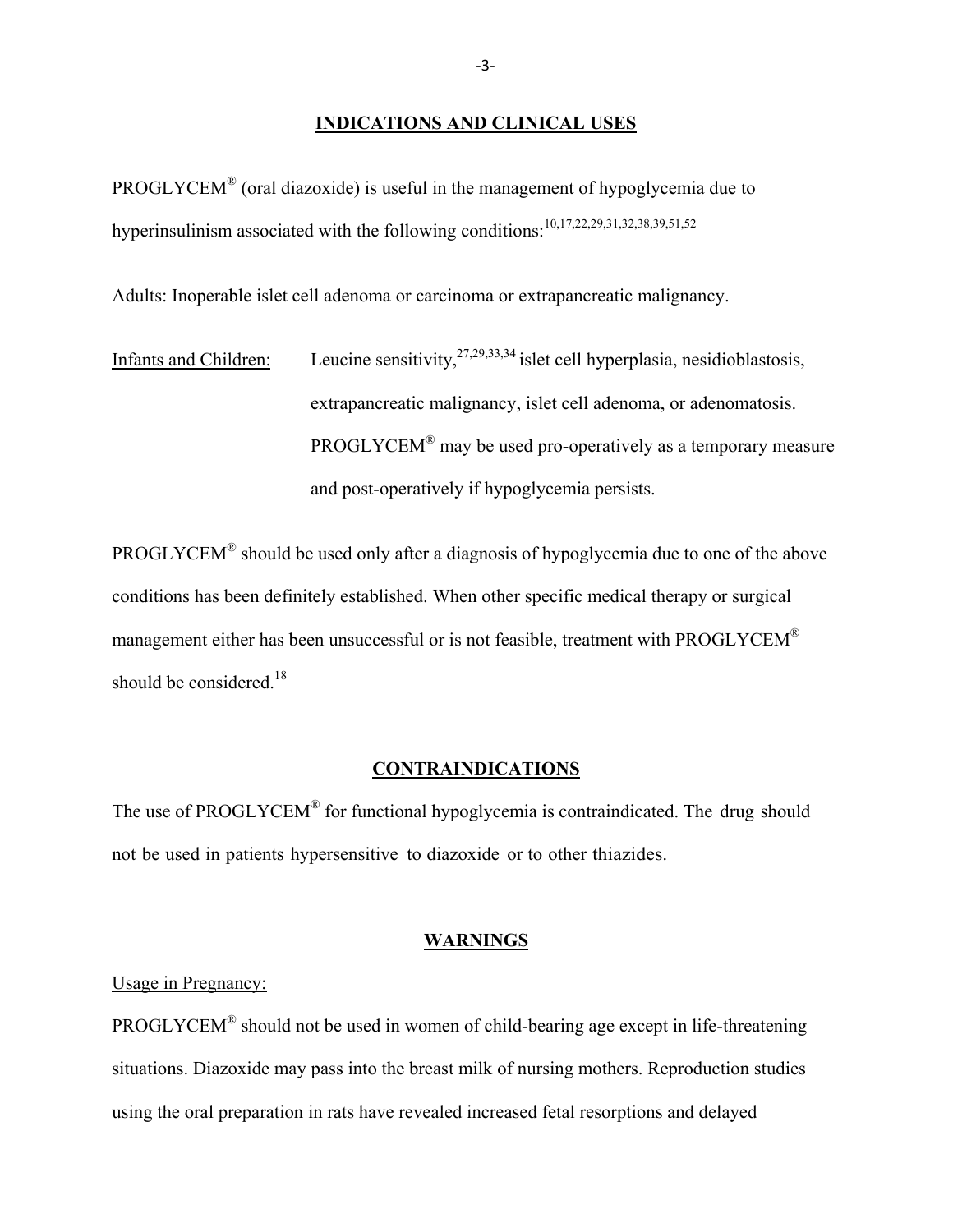## INDICATIONS AND CLINICAL USES

PROGLYCEM® (oral diazoxide) is useful in the management of hypoglycemia due to hyperinsulinism associated with the following conditions:[10,17,22,29,31,32,38,39,51,52]

Adults: Inoperable islet cell adenoma or carcinoma or extrapancreatic malignancy.

Infants and Children: Leucine sensitivity,[27,29,33,34] islet cell hyperplasia, nesidioblastosis, extrapancreatic malignancy, islet cell adenoma, or adenomatosis. PROGLYCEM® may be used pro-operatively as a temporary measure and post-operatively if hypoglycemia persists.

PROGLYCEM® should be used only after a diagnosis of hypoglycemia due to one of the above conditions has been definitely established. When other specific medical therapy or surgical management either has been unsuccessful or is not feasible, treatment with PROGLYCEM® should be considered.[18]

## CONTRAINDICATIONS

The use of PROGLYCEM® for functional hypoglycemia is contraindicated. The drug should not be used in patients hypersensitive to diazoxide or to other thiazides.

## WARNINGS

Usage in Pregnancy:

PROGLYCEM® should not be used in women of child-bearing age except in life-threatening situations. Diazoxide may pass into the breast milk of nursing mothers. Reproduction studies using the oral preparation in rats have revealed increased fetal resorptions and delayed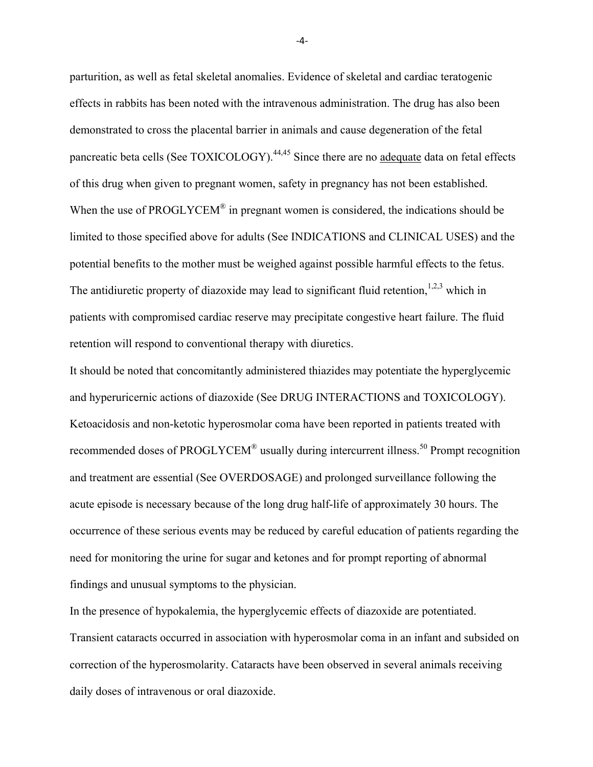parturition, as well as fetal skeletal anomalies. Evidence of skeletal and cardiac teratogenic effects in rabbits has been noted with the intravenous administration. The drug has also been demonstrated to cross the placental barrier in animals and cause degeneration of the fetal pancreatic beta cells (See TOXICOLOGY).[44,45] Since there are no adequate data on fetal effects of this drug when given to pregnant women, safety in pregnancy has not been established. When the use of PROGLYCEM® in pregnant women is considered, the indications should be limited to those specified above for adults (See INDICATIONS and CLINICAL USES) and the potential benefits to the mother must be weighed against possible harmful effects to the fetus. The antidiuretic property of diazoxide may lead to significant fluid retention,[1,2,3] which in patients with compromised cardiac reserve may precipitate congestive heart failure. The fluid retention will respond to conventional therapy with diuretics.

It should be noted that concomitantly administered thiazides may potentiate the hyperglycemic and hyperuricernic actions of diazoxide (See DRUG INTERACTIONS and TOXICOLOGY). Ketoacidosis and non-ketotic hyperosmolar coma have been reported in patients treated with recommended doses of PROGLYCEM® usually during intercurrent illness.[50] Prompt recognition and treatment are essential (See OVERDOSAGE) and prolonged surveillance following the acute episode is necessary because of the long drug half-life of approximately 30 hours. The occurrence of these serious events may be reduced by careful education of patients regarding the need for monitoring the urine for sugar and ketones and for prompt reporting of abnormal findings and unusual symptoms to the physician.

In the presence of hypokalemia, the hyperglycemic effects of diazoxide are potentiated. Transient cataracts occurred in association with hyperosmolar coma in an infant and subsided on correction of the hyperosmolarity. Cataracts have been observed in several animals receiving daily doses of intravenous or oral diazoxide.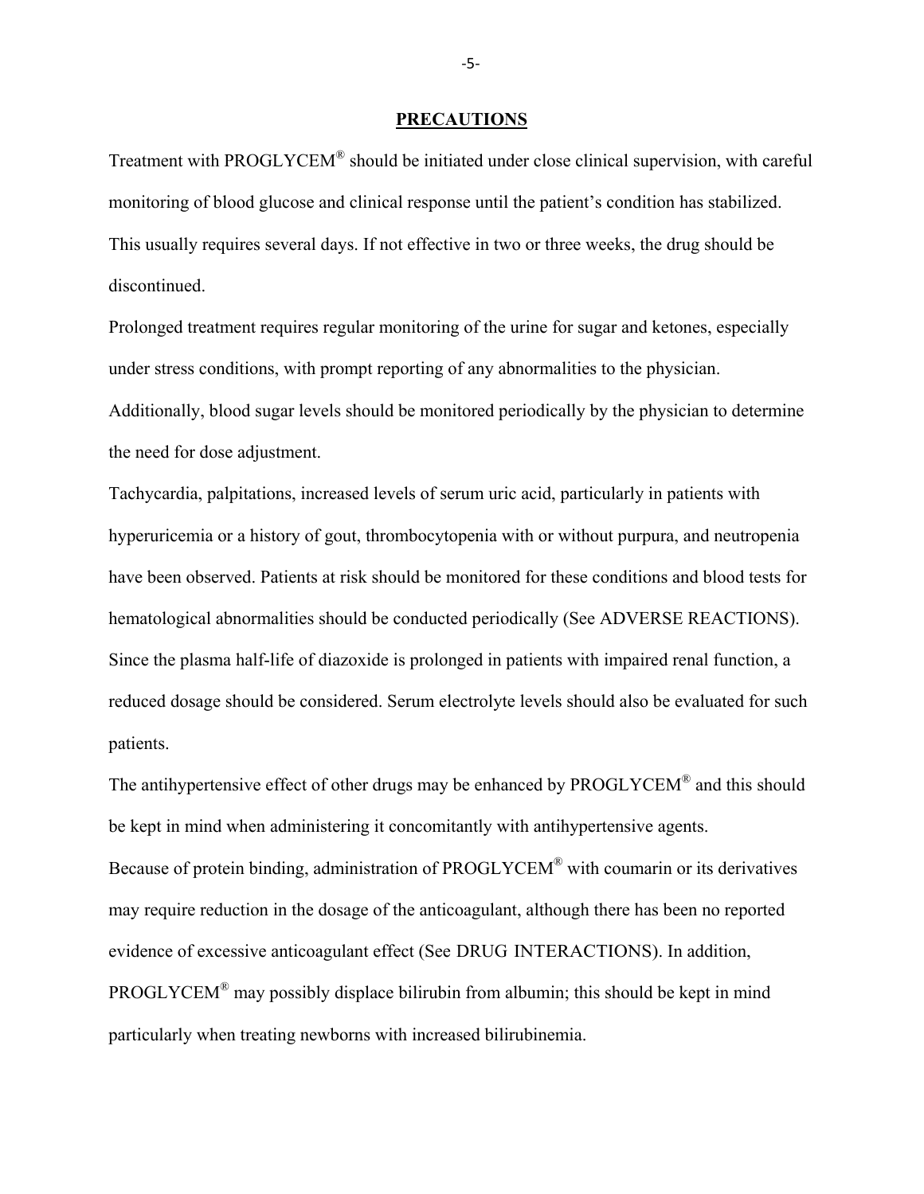## PRECAUTIONS

Treatment with PROGLYCEM® should be initiated under close clinical supervision, with careful monitoring of blood glucose and clinical response until the patient's condition has stabilized. This usually requires several days. If not effective in two or three weeks, the drug should be discontinued.

Prolonged treatment requires regular monitoring of the urine for sugar and ketones, especially under stress conditions, with prompt reporting of any abnormalities to the physician. Additionally, blood sugar levels should be monitored periodically by the physician to determine the need for dose adjustment.

Tachycardia, palpitations, increased levels of serum uric acid, particularly in patients with hyperuricemia or a history of gout, thrombocytopenia with or without purpura, and neutropenia have been observed. Patients at risk should be monitored for these conditions and blood tests for hematological abnormalities should be conducted periodically (See ADVERSE REACTIONS).

Since the plasma half-life of diazoxide is prolonged in patients with impaired renal function, a reduced dosage should be considered. Serum electrolyte levels should also be evaluated for such patients.

The antihypertensive effect of other drugs may be enhanced by PROGLYCEM® and this should be kept in mind when administering it concomitantly with antihypertensive agents.

Because of protein binding, administration of PROGLYCEM® with coumarin or its derivatives may require reduction in the dosage of the anticoagulant, although there has been no reported evidence of excessive anticoagulant effect (See DRUG INTERACTIONS). In addition, PROGLYCEM® may possibly displace bilirubin from albumin; this should be kept in mind particularly when treating newborns with increased bilirubinemia.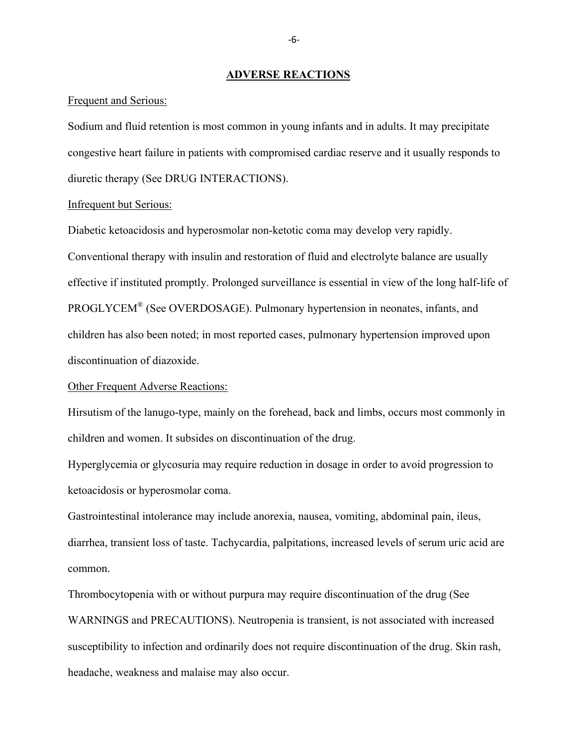## ADVERSE REACTIONS

Frequent and Serious:

Sodium and fluid retention is most common in young infants and in adults. It may precipitate congestive heart failure in patients with compromised cardiac reserve and it usually responds to diuretic therapy (See DRUG INTERACTIONS).

Infrequent but Serious:

Diabetic ketoacidosis and hyperosmolar non-ketotic coma may develop very rapidly. Conventional therapy with insulin and restoration of fluid and electrolyte balance are usually effective if instituted promptly. Prolonged surveillance is essential in view of the long half-life of PROGLYCEM® (See OVERDOSAGE). Pulmonary hypertension in neonates, infants, and children has also been noted; in most reported cases, pulmonary hypertension improved upon discontinuation of diazoxide.

Other Frequent Adverse Reactions:

Hirsutism of the lanugo-type, mainly on the forehead, back and limbs, occurs most commonly in children and women. It subsides on discontinuation of the drug.

Hyperglycemia or glycosuria may require reduction in dosage in order to avoid progression to ketoacidosis or hyperosmolar coma.

Gastrointestinal intolerance may include anorexia, nausea, vomiting, abdominal pain, ileus, diarrhea, transient loss of taste. Tachycardia, palpitations, increased levels of serum uric acid are common.

Thrombocytopenia with or without purpura may require discontinuation of the drug (See WARNINGS and PRECAUTIONS). Neutropenia is transient, is not associated with increased susceptibility to infection and ordinarily does not require discontinuation of the drug. Skin rash, headache, weakness and malaise may also occur.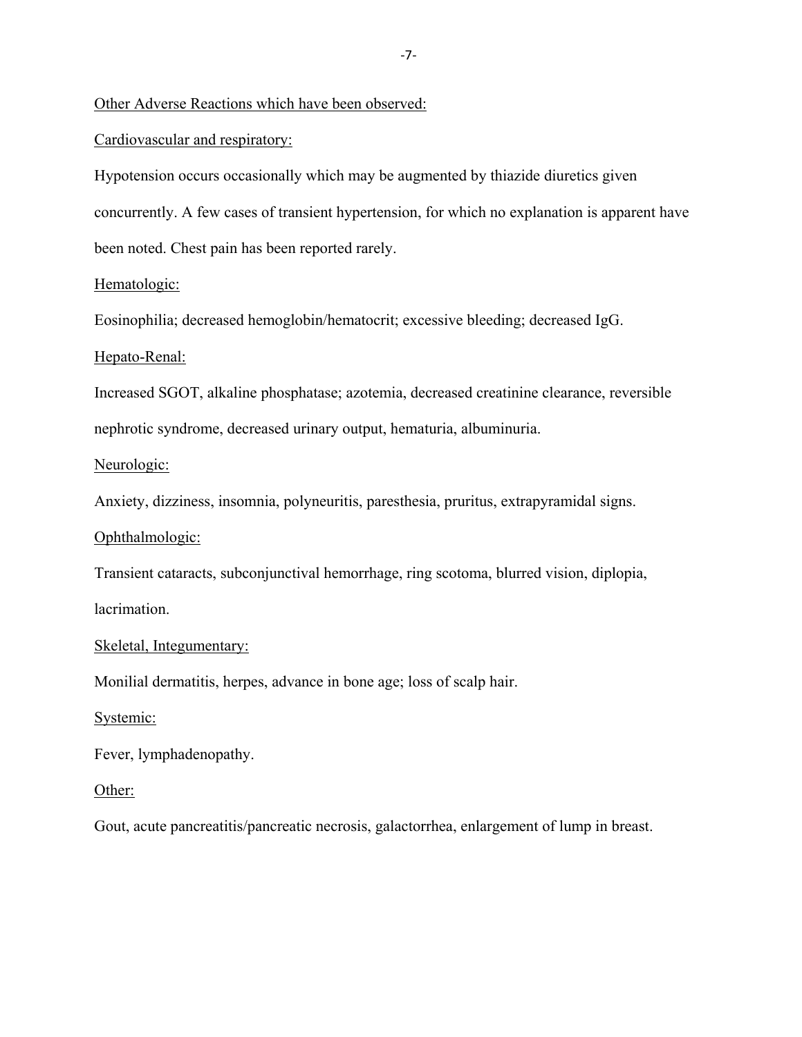Other Adverse Reactions which have been observed:

Cardiovascular and respiratory:

Hypotension occurs occasionally which may be augmented by thiazide diuretics given concurrently. A few cases of transient hypertension, for which no explanation is apparent have been noted. Chest pain has been reported rarely.

Hematologic:

Eosinophilia; decreased hemoglobin/hematocrit; excessive bleeding; decreased IgG.

Hepato-Renal:

Increased SGOT, alkaline phosphatase; azotemia, decreased creatinine clearance, reversible nephrotic syndrome, decreased urinary output, hematuria, albuminuria.

Neurologic:

Anxiety, dizziness, insomnia, polyneuritis, paresthesia, pruritus, extrapyramidal signs.

Ophthalmologic:

Transient cataracts, subconjunctival hemorrhage, ring scotoma, blurred vision, diplopia, lacrimation.

Skeletal, Integumentary:

Monilial dermatitis, herpes, advance in bone age; loss of scalp hair.

Systemic:

Fever, lymphadenopathy.

Other:

Gout, acute pancreatitis/pancreatic necrosis, galactorrhea, enlargement of lump in breast.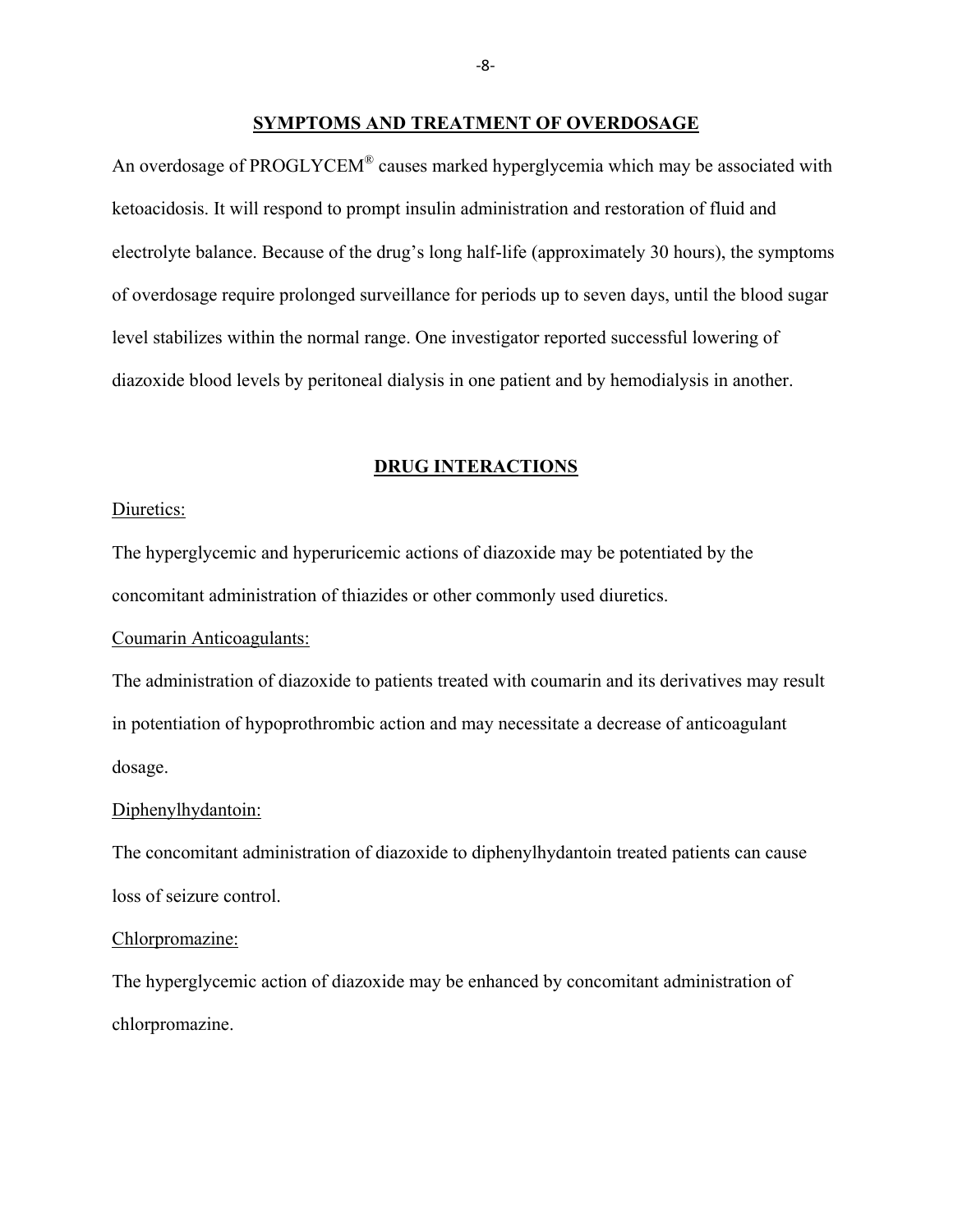## SYMPTOMS AND TREATMENT OF OVERDOSAGE

An overdosage of PROGLYCEM® causes marked hyperglycemia which may be associated with ketoacidosis. It will respond to prompt insulin administration and restoration of fluid and electrolyte balance. Because of the drug's long half-life (approximately 30 hours), the symptoms of overdosage require prolonged surveillance for periods up to seven days, until the blood sugar level stabilizes within the normal range. One investigator reported successful lowering of diazoxide blood levels by peritoneal dialysis in one patient and by hemodialysis in another.

## DRUG INTERACTIONS

Diuretics:

The hyperglycemic and hyperuricemic actions of diazoxide may be potentiated by the concomitant administration of thiazides or other commonly used diuretics.

Coumarin Anticoagulants:

The administration of diazoxide to patients treated with coumarin and its derivatives may result in potentiation of hypoprothrombic action and may necessitate a decrease of anticoagulant dosage.

Diphenylhydantoin:

The concomitant administration of diazoxide to diphenylhydantoin treated patients can cause loss of seizure control.

Chlorpromazine:

The hyperglycemic action of diazoxide may be enhanced by concomitant administration of chlorpromazine.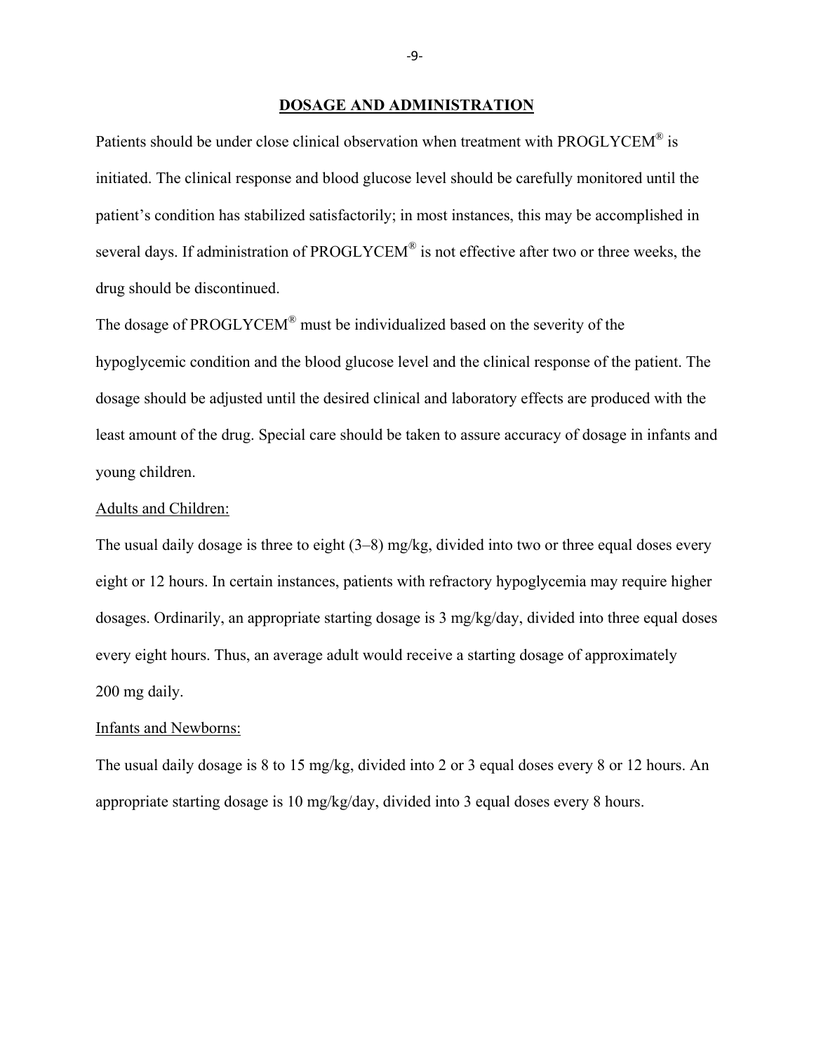## DOSAGE AND ADMINISTRATION

Patients should be under close clinical observation when treatment with PROGLYCEM® is initiated. The clinical response and blood glucose level should be carefully monitored until the patient's condition has stabilized satisfactorily; in most instances, this may be accomplished in several days. If administration of PROGLYCEM® is not effective after two or three weeks, the drug should be discontinued.

The dosage of PROGLYCEM® must be individualized based on the severity of the hypoglycemic condition and the blood glucose level and the clinical response of the patient. The dosage should be adjusted until the desired clinical and laboratory effects are produced with the least amount of the drug. Special care should be taken to assure accuracy of dosage in infants and young children.

Adults and Children:

The usual daily dosage is three to eight (3–8) mg/kg, divided into two or three equal doses every eight or 12 hours. In certain instances, patients with refractory hypoglycemia may require higher dosages. Ordinarily, an appropriate starting dosage is 3 mg/kg/day, divided into three equal doses every eight hours. Thus, an average adult would receive a starting dosage of approximately 200 mg daily.

Infants and Newborns:

The usual daily dosage is 8 to 15 mg/kg, divided into 2 or 3 equal doses every 8 or 12 hours. An appropriate starting dosage is 10 mg/kg/day, divided into 3 equal doses every 8 hours.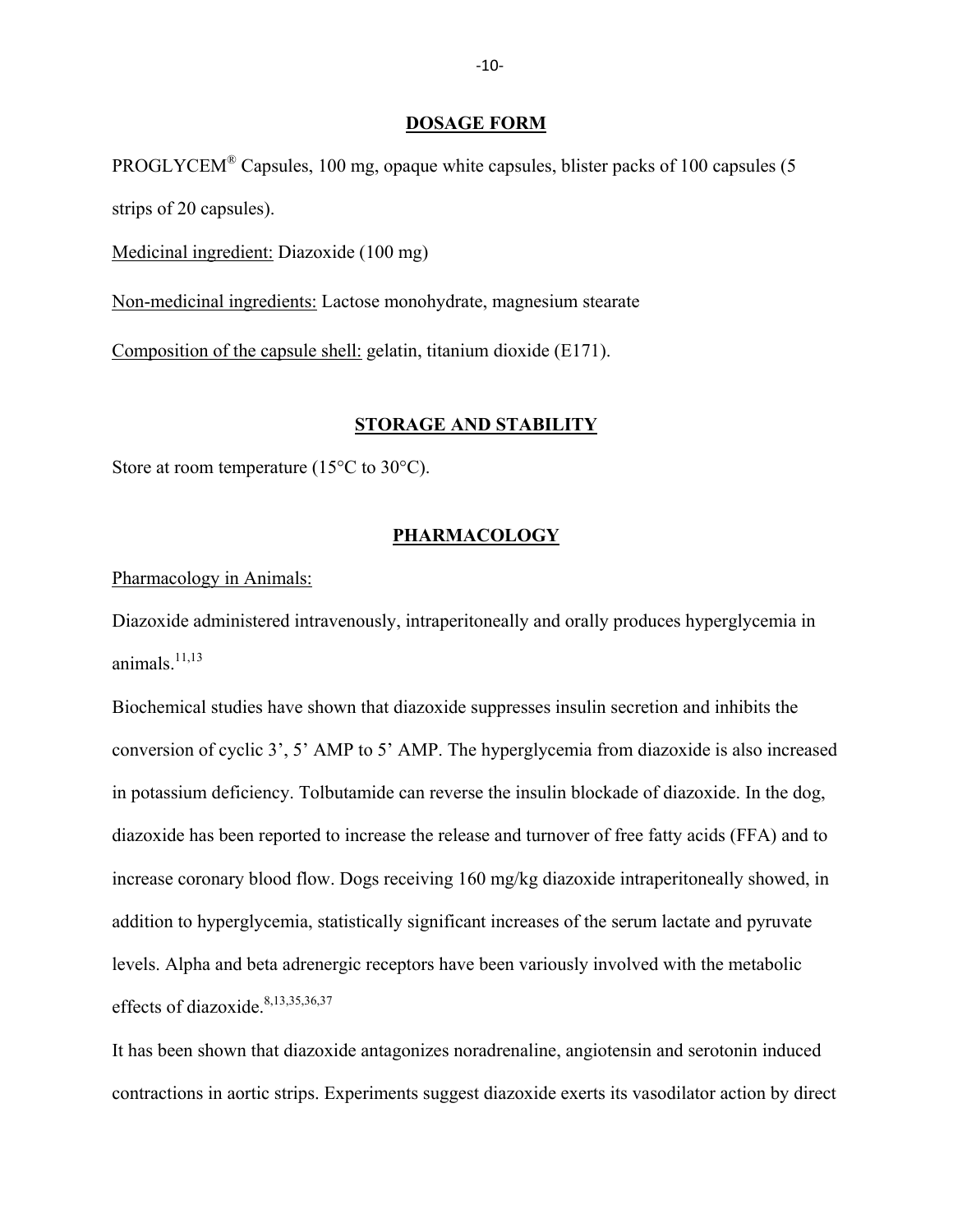## DOSAGE FORM

PROGLYCEM® Capsules, 100 mg, opaque white capsules, blister packs of 100 capsules (5 strips of 20 capsules).

Medicinal ingredient: Diazoxide (100 mg)

Non-medicinal ingredients: Lactose monohydrate, magnesium stearate

Composition of the capsule shell: gelatin, titanium dioxide (E171).

## STORAGE AND STABILITY

Store at room temperature (15°C to 30°C).

## PHARMACOLOGY

Pharmacology in Animals:

Diazoxide administered intravenously, intraperitoneally and orally produces hyperglycemia in animals.[11,13]

Biochemical studies have shown that diazoxide suppresses insulin secretion and inhibits the conversion of cyclic 3', 5' AMP to 5' AMP. The hyperglycemia from diazoxide is also increased in potassium deficiency. Tolbutamide can reverse the insulin blockade of diazoxide. In the dog, diazoxide has been reported to increase the release and turnover of free fatty acids (FFA) and to increase coronary blood flow. Dogs receiving 160 mg/kg diazoxide intraperitoneally showed, in addition to hyperglycemia, statistically significant increases of the serum lactate and pyruvate levels. Alpha and beta adrenergic receptors have been variously involved with the metabolic effects of diazoxide.[8,13,35,36,37]

It has been shown that diazoxide antagonizes noradrenaline, angiotensin and serotonin induced contractions in aortic strips. Experiments suggest diazoxide exerts its vasodilator action by direct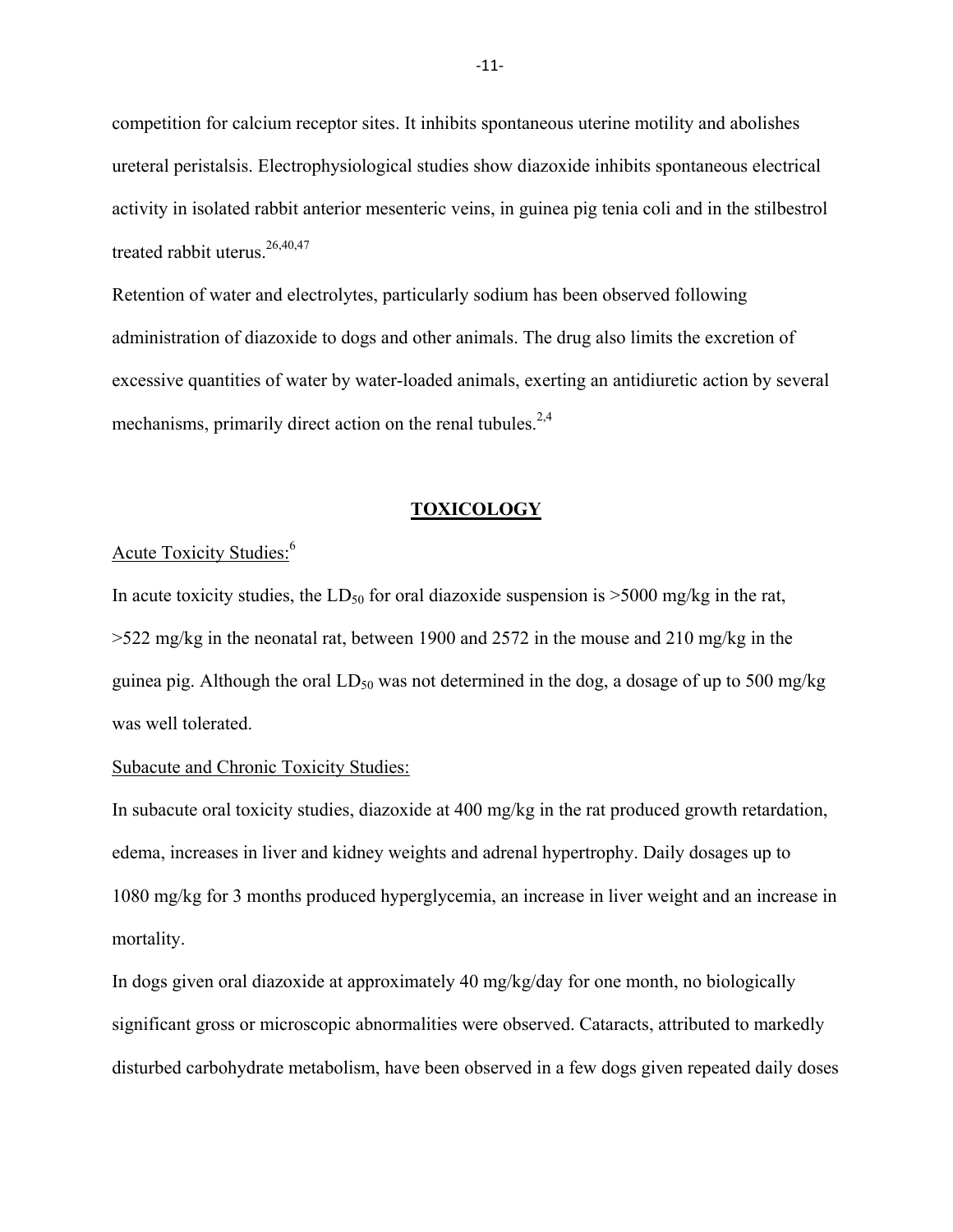competition for calcium receptor sites. It inhibits spontaneous uterine motility and abolishes ureteral peristalsis. Electrophysiological studies show diazoxide inhibits spontaneous electrical activity in isolated rabbit anterior mesenteric veins, in guinea pig tenia coli and in the stilbestrol treated rabbit uterus.[26,40,47]

Retention of water and electrolytes, particularly sodium has been observed following administration of diazoxide to dogs and other animals. The drug also limits the excretion of excessive quantities of water by water-loaded animals, exerting an antidiuretic action by several mechanisms, primarily direct action on the renal tubules.[2,4]

## TOXICOLOGY

### Acute Toxicity Studies:[6]

In acute toxicity studies, the $LD_{50}$ for oral diazoxide suspension is >5000 mg/kg in the rat, >522 mg/kg in the neonatal rat, between 1900 and 2572 in the mouse and 210 mg/kg in the guinea pig. Although the oral $LD_{50}$ was not determined in the dog, a dosage of up to 500 mg/kg was well tolerated.

### Subacute and Chronic Toxicity Studies:

In subacute oral toxicity studies, diazoxide at 400 mg/kg in the rat produced growth retardation, edema, increases in liver and kidney weights and adrenal hypertrophy. Daily dosages up to 1080 mg/kg for 3 months produced hyperglycemia, an increase in liver weight and an increase in mortality.

In dogs given oral diazoxide at approximately 40 mg/kg/day for one month, no biologically significant gross or microscopic abnormalities were observed. Cataracts, attributed to markedly disturbed carbohydrate metabolism, have been observed in a few dogs given repeated daily doses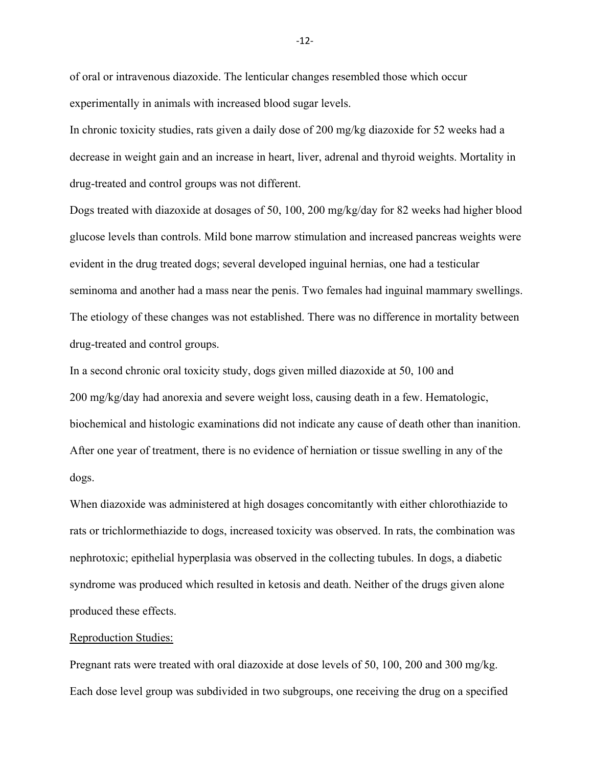of oral or intravenous diazoxide. The lenticular changes resembled those which occur experimentally in animals with increased blood sugar levels.

In chronic toxicity studies, rats given a daily dose of 200 mg/kg diazoxide for 52 weeks had a decrease in weight gain and an increase in heart, liver, adrenal and thyroid weights. Mortality in drug-treated and control groups was not different.

Dogs treated with diazoxide at dosages of 50, 100, 200 mg/kg/day for 82 weeks had higher blood glucose levels than controls. Mild bone marrow stimulation and increased pancreas weights were evident in the drug treated dogs; several developed inguinal hernias, one had a testicular seminoma and another had a mass near the penis. Two females had inguinal mammary swellings. The etiology of these changes was not established. There was no difference in mortality between drug-treated and control groups.

In a second chronic oral toxicity study, dogs given milled diazoxide at 50, 100 and 200 mg/kg/day had anorexia and severe weight loss, causing death in a few. Hematologic, biochemical and histologic examinations did not indicate any cause of death other than inanition. After one year of treatment, there is no evidence of herniation or tissue swelling in any of the dogs.

When diazoxide was administered at high dosages concomitantly with either chlorothiazide to rats or trichlormethiazide to dogs, increased toxicity was observed. In rats, the combination was nephrotoxic; epithelial hyperplasia was observed in the collecting tubules. In dogs, a diabetic syndrome was produced which resulted in ketosis and death. Neither of the drugs given alone produced these effects.

<u>Reproduction Studies:</u>

Pregnant rats were treated with oral diazoxide at dose levels of 50, 100, 200 and 300 mg/kg. Each dose level group was subdivided in two subgroups, one receiving the drug on a specified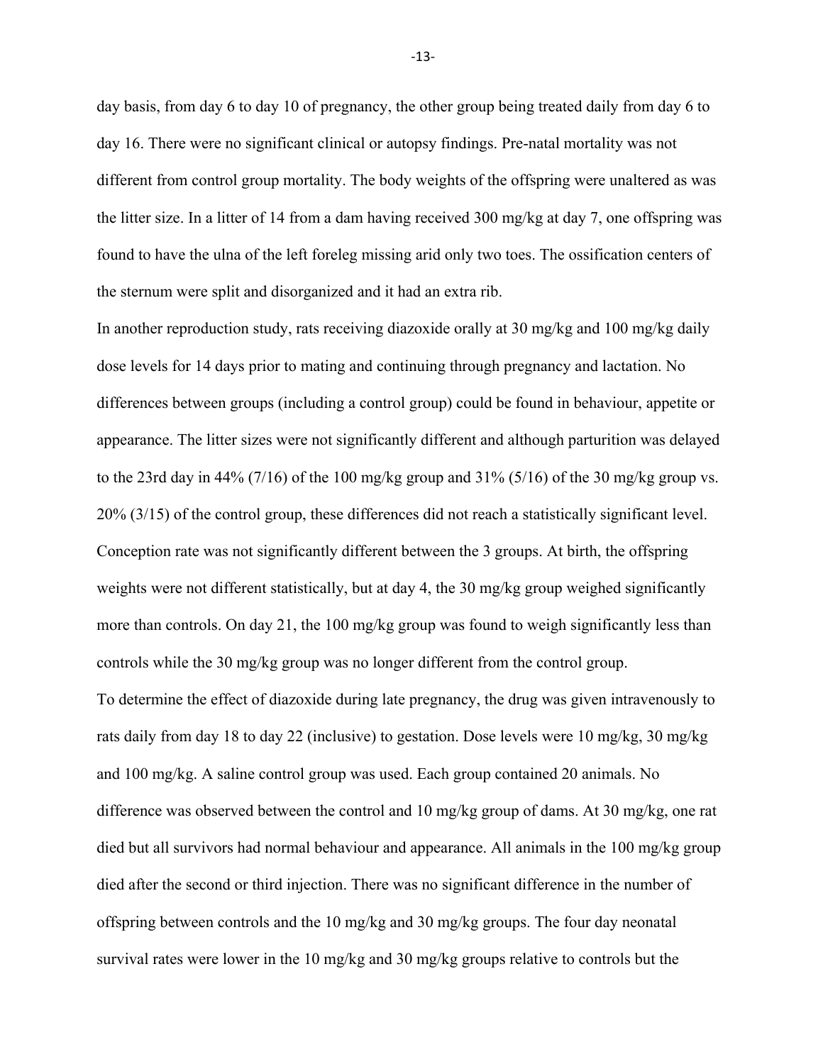day basis, from day 6 to day 10 of pregnancy, the other group being treated daily from day 6 to day 16. There were no significant clinical or autopsy findings. Pre-natal mortality was not different from control group mortality. The body weights of the offspring were unaltered as was the litter size. In a litter of 14 from a dam having received 300 mg/kg at day 7, one offspring was found to have the ulna of the left foreleg missing arid only two toes. The ossification centers of the sternum were split and disorganized and it had an extra rib.

In another reproduction study, rats receiving diazoxide orally at 30 mg/kg and 100 mg/kg daily dose levels for 14 days prior to mating and continuing through pregnancy and lactation. No differences between groups (including a control group) could be found in behaviour, appetite or appearance. The litter sizes were not significantly different and although parturition was delayed to the 23rd day in 44% (7/16) of the 100 mg/kg group and 31% (5/16) of the 30 mg/kg group vs. 20% (3/15) of the control group, these differences did not reach a statistically significant level. Conception rate was not significantly different between the 3 groups. At birth, the offspring weights were not different statistically, but at day 4, the 30 mg/kg group weighed significantly more than controls. On day 21, the 100 mg/kg group was found to weigh significantly less than controls while the 30 mg/kg group was no longer different from the control group.

To determine the effect of diazoxide during late pregnancy, the drug was given intravenously to rats daily from day 18 to day 22 (inclusive) to gestation. Dose levels were 10 mg/kg, 30 mg/kg and 100 mg/kg. A saline control group was used. Each group contained 20 animals. No difference was observed between the control and 10 mg/kg group of dams. At 30 mg/kg, one rat died but all survivors had normal behaviour and appearance. All animals in the 100 mg/kg group died after the second or third injection. There was no significant difference in the number of offspring between controls and the 10 mg/kg and 30 mg/kg groups. The four day neonatal survival rates were lower in the 10 mg/kg and 30 mg/kg groups relative to controls but the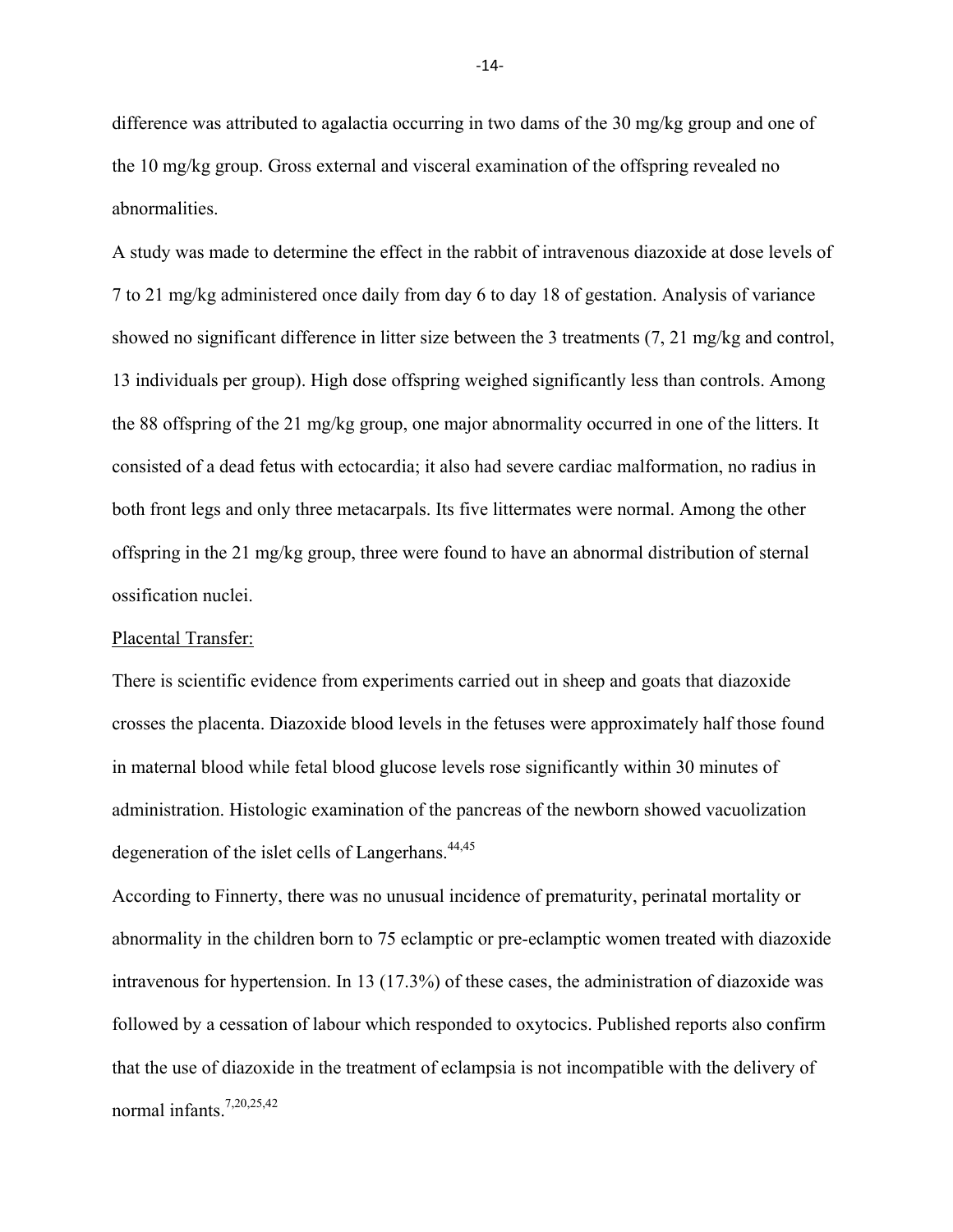difference was attributed to agalactia occurring in two dams of the 30 mg/kg group and one of the 10 mg/kg group. Gross external and visceral examination of the offspring revealed no abnormalities.

A study was made to determine the effect in the rabbit of intravenous diazoxide at dose levels of 7 to 21 mg/kg administered once daily from day 6 to day 18 of gestation. Analysis of variance showed no significant difference in litter size between the 3 treatments (7, 21 mg/kg and control, 13 individuals per group). High dose offspring weighed significantly less than controls. Among the 88 offspring of the 21 mg/kg group, one major abnormality occurred in one of the litters. It consisted of a dead fetus with ectocardia; it also had severe cardiac malformation, no radius in both front legs and only three metacarpals. Its five littermates were normal. Among the other offspring in the 21 mg/kg group, three were found to have an abnormal distribution of sternal ossification nuclei.

Placental Transfer:

There is scientific evidence from experiments carried out in sheep and goats that diazoxide crosses the placenta. Diazoxide blood levels in the fetuses were approximately half those found in maternal blood while fetal blood glucose levels rose significantly within 30 minutes of administration. Histologic examination of the pancreas of the newborn showed vacuolization degeneration of the islet cells of Langerhans.[44,45]

According to Finnerty, there was no unusual incidence of prematurity, perinatal mortality or abnormality in the children born to 75 eclamptic or pre-eclamptic women treated with diazoxide intravenous for hypertension. In 13 (17.3%) of these cases, the administration of diazoxide was followed by a cessation of labour which responded to oxytocics. Published reports also confirm that the use of diazoxide in the treatment of eclampsia is not incompatible with the delivery of normal infants.[7,20,25,42]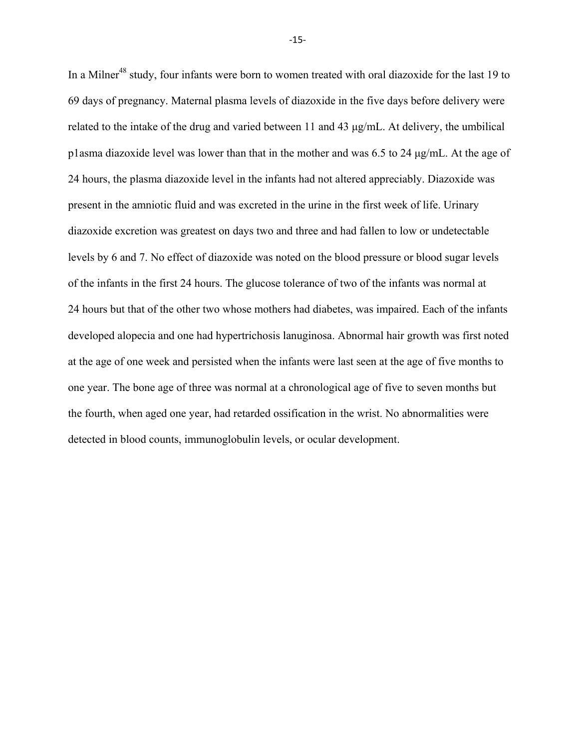In a Milner[48] study, four infants were born to women treated with oral diazoxide for the last 19 to 69 days of pregnancy. Maternal plasma levels of diazoxide in the five days before delivery were related to the intake of the drug and varied between 11 and 43 μg/mL. At delivery, the umbilical p1asma diazoxide level was lower than that in the mother and was 6.5 to 24 μg/mL. At the age of 24 hours, the plasma diazoxide level in the infants had not altered appreciably. Diazoxide was present in the amniotic fluid and was excreted in the urine in the first week of life. Urinary diazoxide excretion was greatest on days two and three and had fallen to low or undetectable levels by 6 and 7. No effect of diazoxide was noted on the blood pressure or blood sugar levels of the infants in the first 24 hours. The glucose tolerance of two of the infants was normal at 24 hours but that of the other two whose mothers had diabetes, was impaired. Each of the infants developed alopecia and one had hypertrichosis lanuginosa. Abnormal hair growth was first noted at the age of one week and persisted when the infants were last seen at the age of five months to one year. The bone age of three was normal at a chronological age of five to seven months but the fourth, when aged one year, had retarded ossification in the wrist. No abnormalities were detected in blood counts, immunoglobulin levels, or ocular development.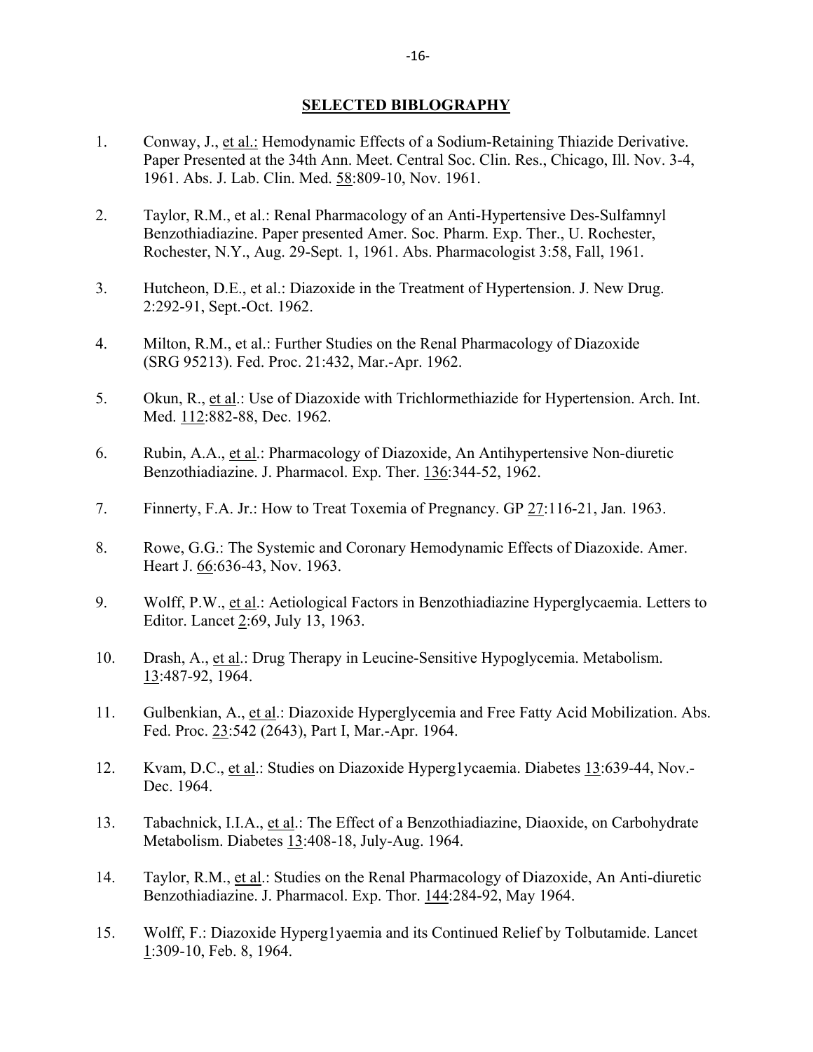## SELECTED BIBLOGRAPHY

1. Conway, J., et al.: Hemodynamic Effects of a Sodium-Retaining Thiazide Derivative. Paper Presented at the 34th Ann. Meet. Central Soc. Clin. Res., Chicago, Ill. Nov. 3-4, 1961. Abs. J. Lab. Clin. Med. 58:809-10, Nov. 1961.

2. Taylor, R.M., et al.: Renal Pharmacology of an Anti-Hypertensive Des-Sulfamnyl Benzothiadiazine. Paper presented Amer. Soc. Pharm. Exp. Ther., U. Rochester, Rochester, N.Y., Aug. 29-Sept. 1, 1961. Abs. Pharmacologist 3:58, Fall, 1961.

3. Hutcheon, D.E., et al.: Diazoxide in the Treatment of Hypertension. J. New Drug. 2:292-91, Sept.-Oct. 1962.

4. Milton, R.M., et al.: Further Studies on the Renal Pharmacology of Diazoxide (SRG 95213). Fed. Proc. 21:432, Mar.-Apr. 1962.

5. Okun, R., et al.: Use of Diazoxide with Trichlormethiazide for Hypertension. Arch. Int. Med. 112:882-88, Dec. 1962.

6. Rubin, A.A., et al.: Pharmacology of Diazoxide, An Antihypertensive Non-diuretic Benzothiadiazine. J. Pharmacol. Exp. Ther. 136:344-52, 1962.

7. Finnerty, F.A. Jr.: How to Treat Toxemia of Pregnancy. GP 27:116-21, Jan. 1963.

8. Rowe, G.G.: The Systemic and Coronary Hemodynamic Effects of Diazoxide. Amer. Heart J. 66:636-43, Nov. 1963.

9. Wolff, P.W., et al.: Aetiological Factors in Benzothiadiazine Hyperglycaemia. Letters to Editor. Lancet 2:69, July 13, 1963.

10. Drash, A., et al.: Drug Therapy in Leucine-Sensitive Hypoglycemia. Metabolism. 13:487-92, 1964.

11. Gulbenkian, A., et al.: Diazoxide Hyperglycemia and Free Fatty Acid Mobilization. Abs. Fed. Proc. 23:542 (2643), Part I, Mar.-Apr. 1964.

12. Kvam, D.C., et al.: Studies on Diazoxide Hyperg1ycaemia. Diabetes 13:639-44, Nov.-Dec. 1964.

13. Tabachnick, I.I.A., et al.: The Effect of a Benzothiadiazine, Diaoxide, on Carbohydrate Metabolism. Diabetes 13:408-18, July-Aug. 1964.

14. Taylor, R.M., et al.: Studies on the Renal Pharmacology of Diazoxide, An Anti-diuretic Benzothiadiazine. J. Pharmacol. Exp. Thor. 144:284-92, May 1964.

15. Wolff, F.: Diazoxide Hyperg1yaemia and its Continued Relief by Tolbutamide. Lancet 1:309-10, Feb. 8, 1964.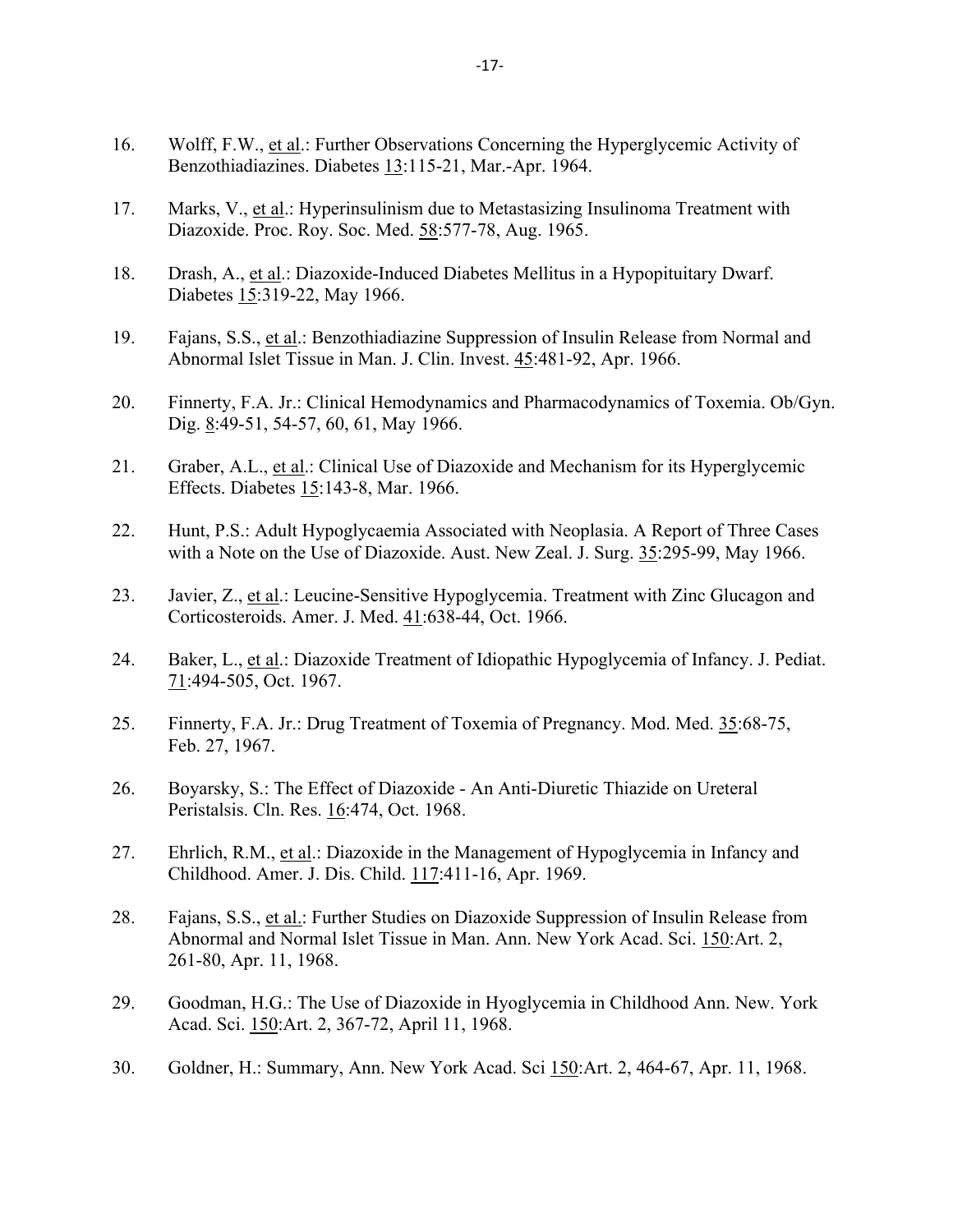16. Wolff, F.W., et al.: Further Observations Concerning the Hyperglycemic Activity of Benzothiadiazines. Diabetes 13:115-21, Mar.-Apr. 1964.

17. Marks, V., et al.: Hyperinsulinism due to Metastasizing Insulinoma Treatment with Diazoxide. Proc. Roy. Soc. Med. 58:577-78, Aug. 1965.

18. Drash, A., et al.: Diazoxide-Induced Diabetes Mellitus in a Hypopituitary Dwarf. Diabetes 15:319-22, May 1966.

19. Fajans, S.S., et al.: Benzothiadiazine Suppression of Insulin Release from Normal and Abnormal Islet Tissue in Man. J. Clin. Invest. 45:481-92, Apr. 1966.

20. Finnerty, F.A. Jr.: Clinical Hemodynamics and Pharmacodynamics of Toxemia. Ob/Gyn. Dig. 8:49-51, 54-57, 60, 61, May 1966.

21. Graber, A.L., et al.: Clinical Use of Diazoxide and Mechanism for its Hyperglycemic Effects. Diabetes 15:143-8, Mar. 1966.

22. Hunt, P.S.: Adult Hypoglycaemia Associated with Neoplasia. A Report of Three Cases with a Note on the Use of Diazoxide. Aust. New Zeal. J. Surg. 35:295-99, May 1966.

23. Javier, Z., et al.: Leucine-Sensitive Hypoglycemia. Treatment with Zinc Glucagon and Corticosteroids. Amer. J. Med. 41:638-44, Oct. 1966.

24. Baker, L., et al.: Diazoxide Treatment of Idiopathic Hypoglycemia of Infancy. J. Pediat. 71:494-505, Oct. 1967.

25. Finnerty, F.A. Jr.: Drug Treatment of Toxemia of Pregnancy. Mod. Med. 35:68-75, Feb. 27, 1967.

26. Boyarsky, S.: The Effect of Diazoxide - An Anti-Diuretic Thiazide on Ureteral Peristalsis. Cln. Res. 16:474, Oct. 1968.

27. Ehrlich, R.M., et al.: Diazoxide in the Management of Hypoglycemia in Infancy and Childhood. Amer. J. Dis. Child. 117:411-16, Apr. 1969.

28. Fajans, S.S., et al.: Further Studies on Diazoxide Suppression of Insulin Release from Abnormal and Normal Islet Tissue in Man. Ann. New York Acad. Sci. 150:Art. 2, 261-80, Apr. 11, 1968.

29. Goodman, H.G.: The Use of Diazoxide in Hyoglycemia in Childhood Ann. New. York Acad. Sci. 150:Art. 2, 367-72, April 11, 1968.

30. Goldner, H.: Summary, Ann. New York Acad. Sci 150:Art. 2, 464-67, Apr. 11, 1968.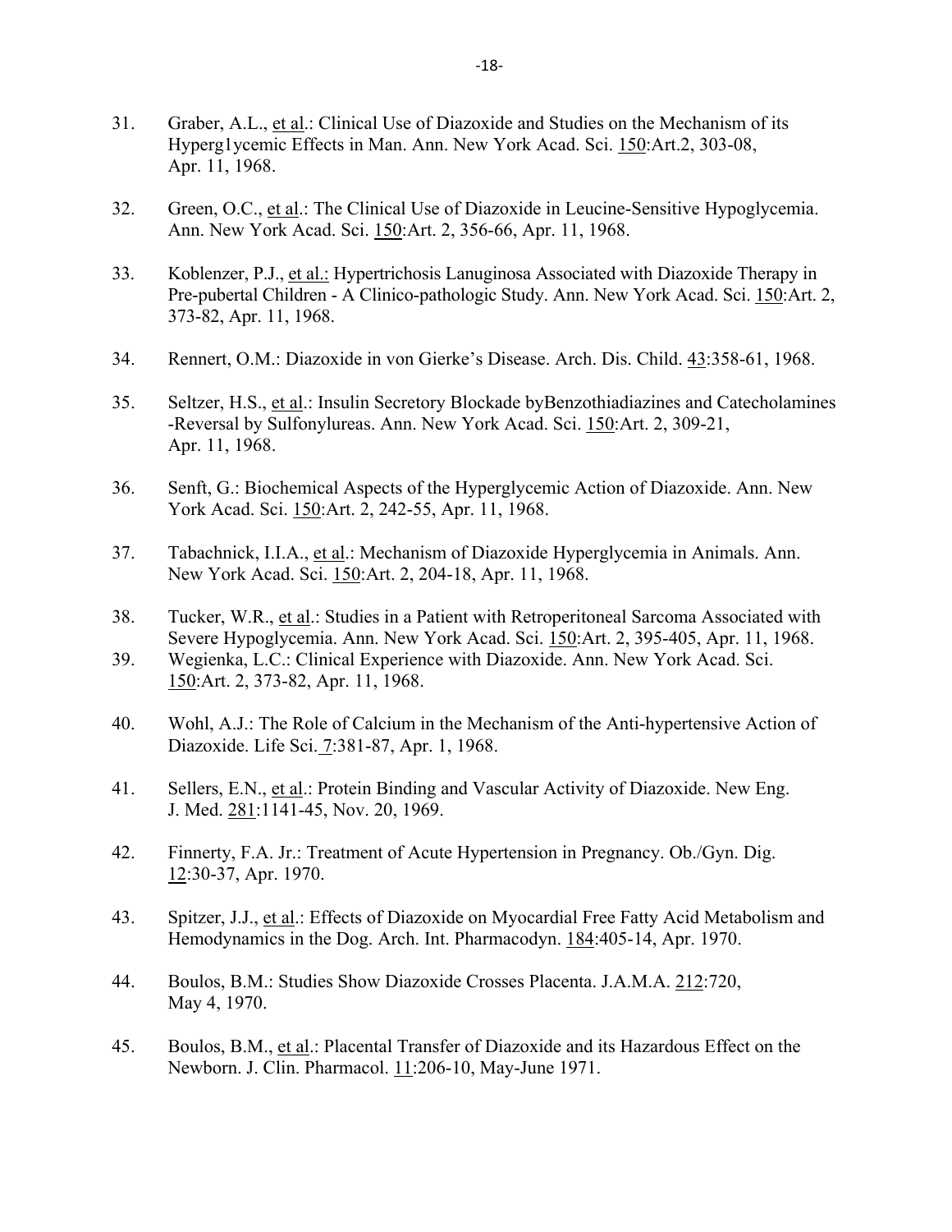31. Graber, A.L., et al.: Clinical Use of Diazoxide and Studies on the Mechanism of its Hyperg1ycemic Effects in Man. Ann. New York Acad. Sci. 150:Art.2, 303-08, Apr. 11, 1968.

32. Green, O.C., et al.: The Clinical Use of Diazoxide in Leucine-Sensitive Hypoglycemia. Ann. New York Acad. Sci. 150:Art. 2, 356-66, Apr. 11, 1968.

33. Koblenzer, P.J., et al.: Hypertrichosis Lanuginosa Associated with Diazoxide Therapy in Pre-pubertal Children - A Clinico-pathologic Study. Ann. New York Acad. Sci. 150:Art. 2, 373-82, Apr. 11, 1968.

34. Rennert, O.M.: Diazoxide in von Gierke's Disease. Arch. Dis. Child. 43:358-61, 1968.

35. Seltzer, H.S., et al.: Insulin Secretory Blockade byBenzothiadiazines and Catecholamines -Reversal by Sulfonylureas. Ann. New York Acad. Sci. 150:Art. 2, 309-21, Apr. 11, 1968.

36. Senft, G.: Biochemical Aspects of the Hyperglycemic Action of Diazoxide. Ann. New York Acad. Sci. 150:Art. 2, 242-55, Apr. 11, 1968.

37. Tabachnick, I.I.A., et al.: Mechanism of Diazoxide Hyperglycemia in Animals. Ann. New York Acad. Sci. 150:Art. 2, 204-18, Apr. 11, 1968.

38. Tucker, W.R., et al.: Studies in a Patient with Retroperitoneal Sarcoma Associated with Severe Hypoglycemia. Ann. New York Acad. Sci. 150:Art. 2, 395-405, Apr. 11, 1968.

39. Wegienka, L.C.: Clinical Experience with Diazoxide. Ann. New York Acad. Sci. 150:Art. 2, 373-82, Apr. 11, 1968.

40. Wohl, A.J.: The Role of Calcium in the Mechanism of the Anti-hypertensive Action of Diazoxide. Life Sci. 7:381-87, Apr. 1, 1968.

41. Sellers, E.N., et al.: Protein Binding and Vascular Activity of Diazoxide. New Eng. J. Med. 281:1141-45, Nov. 20, 1969.

42. Finnerty, F.A. Jr.: Treatment of Acute Hypertension in Pregnancy. Ob./Gyn. Dig. 12:30-37, Apr. 1970.

43. Spitzer, J.J., et al.: Effects of Diazoxide on Myocardial Free Fatty Acid Metabolism and Hemodynamics in the Dog. Arch. Int. Pharmacodyn. 184:405-14, Apr. 1970.

44. Boulos, B.M.: Studies Show Diazoxide Crosses Placenta. J.A.M.A. 212:720, May 4, 1970.

45. Boulos, B.M., et al.: Placental Transfer of Diazoxide and its Hazardous Effect on the Newborn. J. Clin. Pharmacol. 11:206-10, May-June 1971.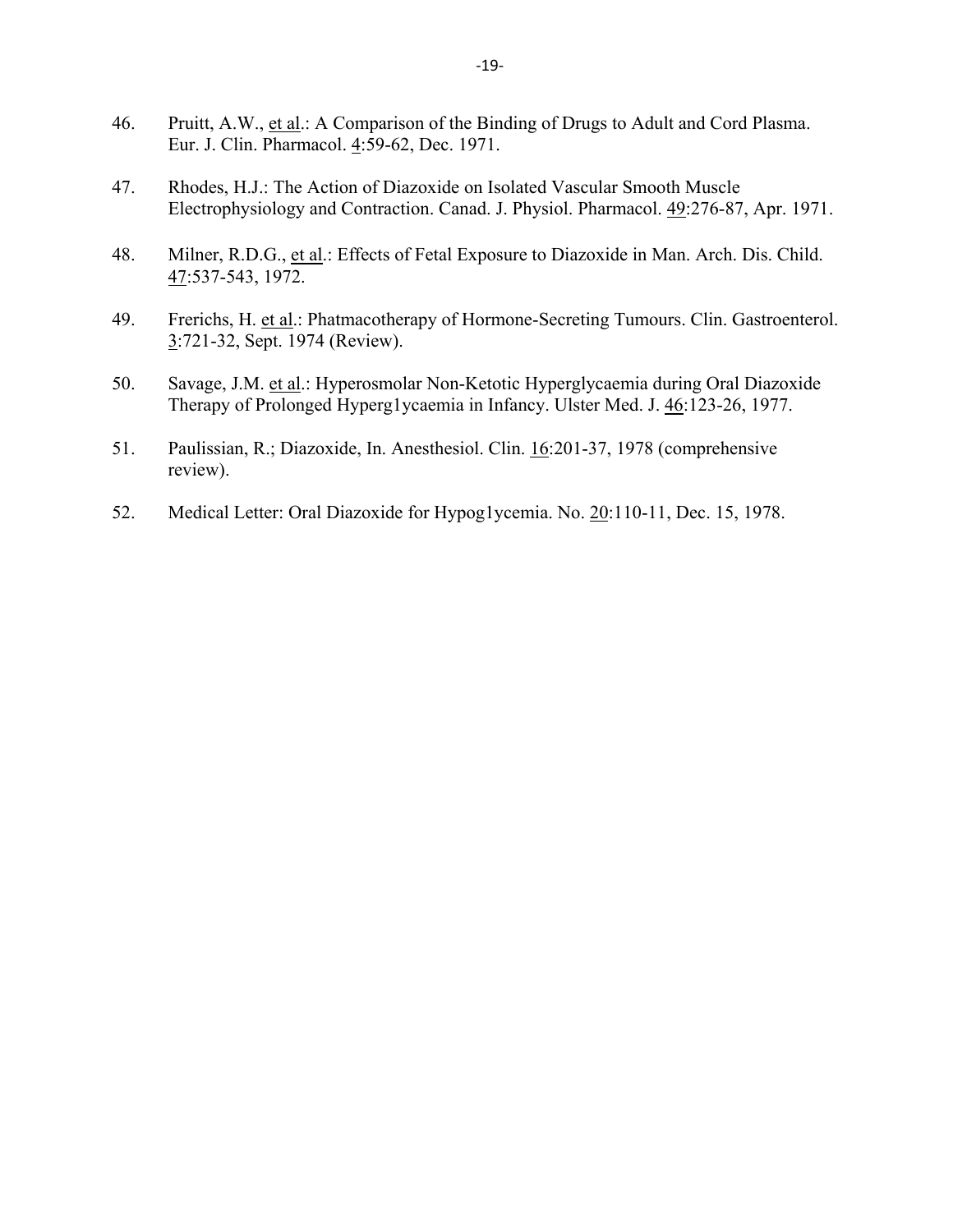46. Pruitt, A.W., <u>et al</u>.: A Comparison of the Binding of Drugs to Adult and Cord Plasma. Eur. J. Clin. Pharmacol. <u>4</u>:59-62, Dec. 1971.

47. Rhodes, H.J.: The Action of Diazoxide on Isolated Vascular Smooth Muscle Electrophysiology and Contraction. Canad. J. Physiol. Pharmacol. <u>49</u>:276-87, Apr. 1971.

48. Milner, R.D.G., <u>et al</u>.: Effects of Fetal Exposure to Diazoxide in Man. Arch. Dis. Child. <u>47</u>:537-543, 1972.

49. Frerichs, H. <u>et al</u>.: Phatmacotherapy of Hormone-Secreting Tumours. Clin. Gastroenterol. <u>3</u>:721-32, Sept. 1974 (Review).

50. Savage, J.M. <u>et al</u>.: Hyperosmolar Non-Ketotic Hyperglycaemia during Oral Diazoxide Therapy of Prolonged Hyperg1ycaemia in Infancy. Ulster Med. J. <u>46</u>:123-26, 1977.

51. Paulissian, R.; Diazoxide, In. Anesthesiol. Clin. <u>16</u>:201-37, 1978 (comprehensive review).

52. Medical Letter: Oral Diazoxide for Hypog1ycemia. No. <u>20</u>:110-11, Dec. 15, 1978.